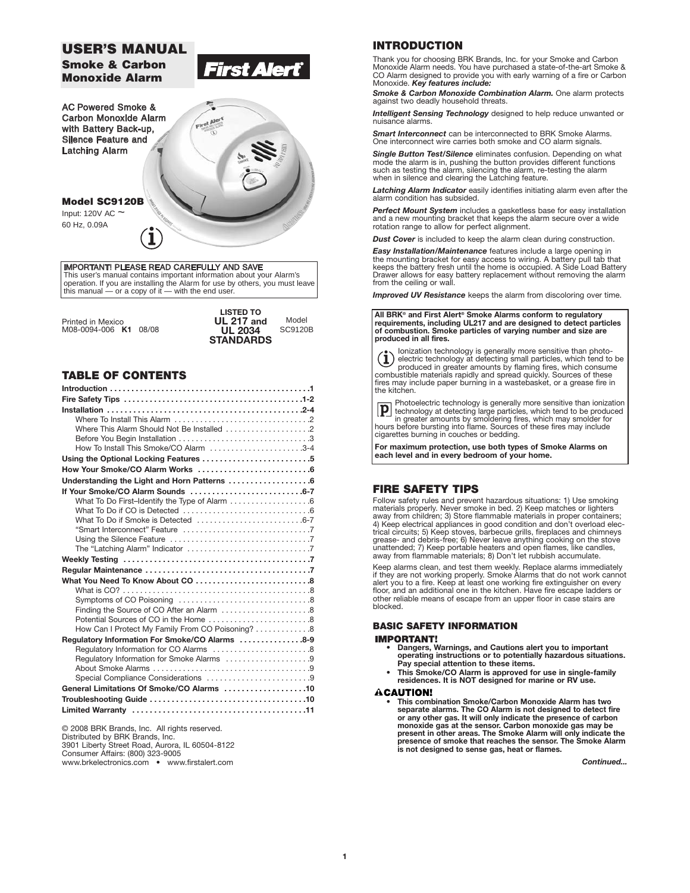# USER'S MANUAL

## Smoke & Carbon Monoxide Alarm

First Alert®

AC Powered Smoke & Carbon Monoxide Alarm with Battery Back-up, Silence Feature and Latching Alarm

**Model SC9120B**

Input: 120V AC ~
60 Hz, 0.09A

**IMPORTANT! PLEASE READ CAREFULLY AND SAVE**
This user's manual contains important information about your Alarm's operation. If you are installing the Alarm for use by others, you must leave this manual — or a copy of it — with the end user.

Printed in Mexico
M08-0094-006 **K1** 08/08

**LISTED TO UL 217 and UL 2034 STANDARDS**

Model SC9120B

## TABLE OF CONTENTS

| | |
|---|---|
| **Introduction** | **1** |
| **Fire Safety Tips** | **1-2** |
| **Installation** | **2-4** |
| Where To Install This Alarm | 2 |
| Where This Alarm Should Not Be Installed | 2 |
| Before You Begin Installation | 3 |
| How To Install This Smoke/CO Alarm | 3-4 |
| **Using the Optional Locking Features** | **5** |
| **How Your Smoke/CO Alarm Works** | **6** |
| **Understanding the Light and Horn Patterns** | **6** |
| **If Your Smoke/CO Alarm Sounds** | **6-7** |
| What To Do First–Identify the Type of Alarm | 6 |
| What To Do if CO is Detected | 6 |
| What To Do if Smoke is Detected | 6-7 |
| "Smart Interconnect" Feature | 7 |
| Using the Silence Feature | 7 |
| The "Latching Alarm" Indicator | 7 |
| **Weekly Testing** | **7** |
| **Regular Maintenance** | **7** |
| **What You Need To Know About CO** | **8** |
| What is CO? | 8 |
| Symptoms of CO Poisoning | 8 |
| Finding the Source of CO After an Alarm | 8 |
| Potential Sources of CO in the Home | 8 |
| How Can I Protect My Family From CO Poisoning? | 8 |
| **Regulatory Information For Smoke/CO Alarms** | **8-9** |
| Regulatory Information for CO Alarms | 8 |
| Regulatory Information for Smoke Alarms | 9 |
| About Smoke Alarms | 9 |
| Special Compliance Considerations | 9 |
| **General Limitations Of Smoke/CO Alarms** | **10** |
| **Troubleshooting Guide** | **10** |
| **Limited Warranty** | **11** |

© 2008 BRK Brands, Inc. All rights reserved.
Distributed by BRK Brands, Inc.
3901 Liberty Street Road, Aurora, IL 60504-8122
Consumer Affairs: (800) 323-9005
www.brkelectronics.com • www.firstalert.com

## INTRODUCTION

Thank you for choosing BRK Brands, Inc. for your Smoke and Carbon Monoxide Alarm needs. You have purchased a state-of-the-art Smoke & CO Alarm designed to provide you with early warning of a fire or Carbon Monoxide. ***Key features include:***

***Smoke & Carbon Monoxide Combination Alarm.*** One alarm protects against two deadly household threats.

***Intelligent Sensing Technology*** designed to help reduce unwanted or nuisance alarms.

***Smart Interconnect*** can be interconnected to BRK Smoke Alarms. One interconnect wire carries both smoke and CO alarm signals.

***Single Button Test/Silence*** eliminates confusion. Depending on what mode the alarm is in, pushing the button provides different functions such as testing the alarm, silencing the alarm, re-testing the alarm when in silence and clearing the Latching feature.

***Latching Alarm Indicator*** easily identifies initiating alarm even after the alarm condition has subsided.

***Perfect Mount System*** includes a gasketless base for easy installation and a new mounting bracket that keeps the alarm secure over a wide rotation range to allow for perfect alignment.

***Dust Cover*** is included to keep the alarm clean during construction.

***Easy Installation/Maintenance*** features include a large opening in the mounting bracket for easy access to wiring. A battery pull tab that keeps the battery fresh until the home is occupied. A Side Load Battery Drawer allows for easy battery replacement without removing the alarm from the ceiling or wall.

***Improved UV Resistance*** keeps the alarm from discoloring over time.

**All BRK® and First Alert® Smoke Alarms conform to regulatory requirements, including UL217 and are designed to detect particles of combustion. Smoke particles of varying number and size are produced in all fires.**

Ionization technology is generally more sensitive than photoelectric technology at detecting small particles, which tend to be produced in greater amounts by flaming fires, which consume combustible materials rapidly and spread quickly. Sources of these fires may include paper burning in a wastebasket, or a grease fire in the kitchen.

Photoelectric technology is generally more sensitive than ionization technology at detecting large particles, which tend to be produced in greater amounts by smoldering fires, which may smolder for hours before bursting into flame. Sources of these fires may include cigarettes burning in couches or bedding.

**For maximum protection, use both types of Smoke Alarms on each level and in every bedroom of your home.**

## FIRE SAFETY TIPS

Follow safety rules and prevent hazardous situations: 1) Use smoking materials properly. Never smoke in bed. 2) Keep matches or lighters away from children; 3) Store flammable materials in proper containers; 4) Keep electrical appliances in good condition and don't overload electrical circuits; 5) Keep stoves, barbecue grills, fireplaces and chimneys grease- and debris-free; 6) Never leave anything cooking on the stove unattended; 7) Keep portable heaters and open flames, like candles, away from flammable materials; 8) Don't let rubbish accumulate.

Keep alarms clean, and test them weekly. Replace alarms immediately if they are not working properly. Smoke Alarms that do not work cannot alert you to a fire. Keep at least one working fire extinguisher on every floor, and an additional one in the kitchen. Have fire escape ladders or other reliable means of escape from an upper floor in case stairs are blocked.

### BASIC SAFETY INFORMATION

**IMPORTANT!**

- **Dangers, Warnings, and Cautions alert you to important operating instructions or to potentially hazardous situations. Pay special attention to these items.**
- **This Smoke/CO Alarm is approved for use in single-family residences. It is NOT designed for marine or RV use.**

**⚠CAUTION!**

- **This combination Smoke/Carbon Monoxide Alarm has two separate alarms. The CO Alarm is not designed to detect fire or any other gas. It will only indicate the presence of carbon monoxide gas at the sensor. Carbon monoxide gas may be present in other areas. The Smoke Alarm will only indicate the presence of smoke that reaches the sensor. The Smoke Alarm is not designed to sense gas, heat or flames.**

***Continued...***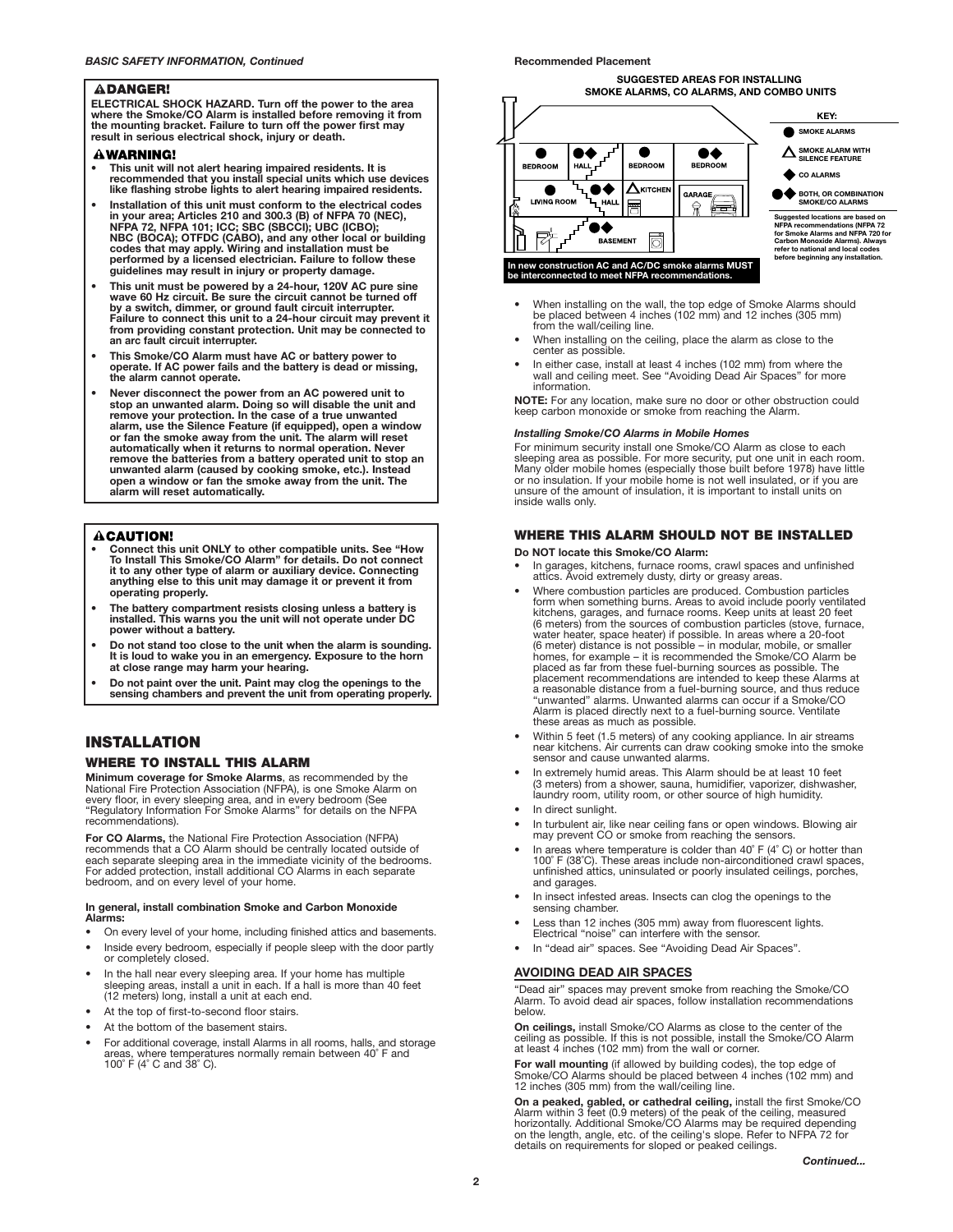*BASIC SAFETY INFORMATION, Continued*

**⚠DANGER!**

**ELECTRICAL SHOCK HAZARD. Turn off the power to the area where the Smoke/CO Alarm is installed before removing it from the mounting bracket. Failure to turn off the power first may result in serious electrical shock, injury or death.**

**⚠WARNING!**

- **This unit will not alert hearing impaired residents. It is recommended that you install special units which use devices like flashing strobe lights to alert hearing impaired residents.**
- **Installation of this unit must conform to the electrical codes in your area; Articles 210 and 300.3 (B) of NFPA 70 (NEC), NFPA 72, NFPA 101; ICC; SBC (SBCCI); UBC (ICBO); NBC (BOCA); OTFDC (CABO), and any other local or building codes that may apply. Wiring and installation must be performed by a licensed electrician. Failure to follow these guidelines may result in injury or property damage.**
- **This unit must be powered by a 24-hour, 120V AC pure sine wave 60 Hz circuit. Be sure the circuit cannot be turned off by a switch, dimmer, or ground fault circuit interrupter. Failure to connect this unit to a 24-hour circuit may prevent it from providing constant protection. Unit may be connected to an arc fault circuit interrupter.**
- **This Smoke/CO Alarm must have AC or battery power to operate. If AC power fails and the battery is dead or missing, the alarm cannot operate.**
- **Never disconnect the power from an AC powered unit to stop an unwanted alarm. Doing so will disable the unit and remove your protection. In the case of a true unwanted alarm, use the Silence Feature (if equipped), open a window or fan the smoke away from the unit. The alarm will reset automatically when it returns to normal operation. Never remove the batteries from a battery operated unit to stop an unwanted alarm (caused by cooking smoke, etc.). Instead open a window or fan the smoke away from the unit. The alarm will reset automatically.**

**⚠CAUTION!**

- **Connect this unit ONLY to other compatible units. See "How To Install This Smoke/CO Alarm" for details. Do not connect it to any other type of alarm or auxiliary device. Connecting anything else to this unit may damage it or prevent it from operating properly.**
- **The battery compartment resists closing unless a battery is installed. This warns you the unit will not operate under DC power without a battery.**
- **Do not stand too close to the unit when the alarm is sounding. It is loud to wake you in an emergency. Exposure to the horn at close range may harm your hearing.**
- **Do not paint over the unit. Paint may clog the openings to the sensing chambers and prevent the unit from operating properly.**

# INSTALLATION

## WHERE TO INSTALL THIS ALARM

**Minimum coverage for Smoke Alarms**, as recommended by the National Fire Protection Association (NFPA), is one Smoke Alarm on every floor, in every sleeping area, and in every bedroom (See "Regulatory Information For Smoke Alarms" for details on the NFPA recommendations).

**For CO Alarms,** the National Fire Protection Association (NFPA) recommends that a CO Alarm should be centrally located outside of each separate sleeping area in the immediate vicinity of the bedrooms. For added protection, install additional CO Alarms in each separate bedroom, and on every level of your home.

**In general, install combination Smoke and Carbon Monoxide Alarms:**

- On every level of your home, including finished attics and basements.
- Inside every bedroom, especially if people sleep with the door partly or completely closed.
- In the hall near every sleeping area. If your home has multiple sleeping areas, install a unit in each. If a hall is more than 40 feet (12 meters) long, install a unit at each end.
- At the top of first-to-second floor stairs.
- At the bottom of the basement stairs.
- For additional coverage, install Alarms in all rooms, halls, and storage areas, where temperatures normally remain between 40˚ F and 100˚ F (4˚ C and 38˚ C).

**Recommended Placement**

**SUGGESTED AREAS FOR INSTALLING SMOKE ALARMS, CO ALARMS, AND COMBO UNITS**

BEDROOM, HALL, BEDROOM, BEDROOM, LIVING ROOM, HALL, KITCHEN, GARAGE, BASEMENT

**KEY:**
- ● SMOKE ALARMS
- △ SMOKE ALARM WITH SILENCE FEATURE
- ◆ CO ALARMS
- ●◆ BOTH, OR COMBINATION SMOKE/CO ALARMS

**Suggested locations are based on NFPA recommendations (NFPA 72 for Smoke Alarms and NFPA 720 for Carbon Monoxide Alarms). Always refer to national and local codes before beginning any installation.**

**In new construction AC and AC/DC smoke alarms MUST be interconnected to meet NFPA recommendations.**

- When installing on the wall, the top edge of Smoke Alarms should be placed between 4 inches (102 mm) and 12 inches (305 mm) from the wall/ceiling line.
- When installing on the ceiling, place the alarm as close to the center as possible.
- In either case, install at least 4 inches (102 mm) from where the wall and ceiling meet. See "Avoiding Dead Air Spaces" for more information.

**NOTE:** For any location, make sure no door or other obstruction could keep carbon monoxide or smoke from reaching the Alarm.

***Installing Smoke/CO Alarms in Mobile Homes***

For minimum security install one Smoke/CO Alarm as close to each sleeping area as possible. For more security, put one unit in each room. Many older mobile homes (especially those built before 1978) have little or no insulation. If your mobile home is not well insulated, or if you are unsure of the amount of insulation, it is important to install units on inside walls only.

## WHERE THIS ALARM SHOULD NOT BE INSTALLED

**Do NOT locate this Smoke/CO Alarm:**

- In garages, kitchens, furnace rooms, crawl spaces and unfinished attics. Avoid extremely dusty, dirty or greasy areas.
- Where combustion particles are produced. Combustion particles form when something burns. Areas to avoid include poorly ventilated kitchens, garages, and furnace rooms. Keep units at least 20 feet (6 meters) from the sources of combustion particles (stove, furnace, water heater, space heater) if possible. In areas where a 20-foot (6 meter) distance is not possible – in modular, mobile, or smaller homes, for example – it is recommended the Smoke/CO Alarm be placed as far from these fuel-burning sources as possible. The placement recommendations are intended to keep these Alarms at a reasonable distance from a fuel-burning source, and thus reduce "unwanted" alarms. Unwanted alarms can occur if a Smoke/CO Alarm is placed directly next to a fuel-burning source. Ventilate these areas as much as possible.
- Within 5 feet (1.5 meters) of any cooking appliance. In air streams near kitchens. Air currents can draw cooking smoke into the smoke sensor and cause unwanted alarms.
- In extremely humid areas. This Alarm should be at least 10 feet (3 meters) from a shower, sauna, humidifier, vaporizer, dishwasher, laundry room, utility room, or other source of high humidity.
- In direct sunlight.
- In turbulent air, like near ceiling fans or open windows. Blowing air may prevent CO or smoke from reaching the sensors.
- In areas where temperature is colder than 40˚ F (4˚ C) or hotter than 100˚ F (38˚C). These areas include non-airconditioned crawl spaces, unfinished attics, uninsulated or poorly insulated ceilings, porches, and garages.
- In insect infested areas. Insects can clog the openings to the sensing chamber.
- Less than 12 inches (305 mm) away from fluorescent lights. Electrical "noise" can interfere with the sensor.
- In "dead air" spaces. See "Avoiding Dead Air Spaces".

### AVOIDING DEAD AIR SPACES

"Dead air" spaces may prevent smoke from reaching the Smoke/CO Alarm. To avoid dead air spaces, follow installation recommendations below.

**On ceilings,** install Smoke/CO Alarms as close to the center of the ceiling as possible. If this is not possible, install the Smoke/CO Alarm at least 4 inches (102 mm) from the wall or corner.

**For wall mounting** (if allowed by building codes), the top edge of Smoke/CO Alarms should be placed between 4 inches (102 mm) and 12 inches (305 mm) from the wall/ceiling line.

**On a peaked, gabled, or cathedral ceiling,** install the first Smoke/CO Alarm within 3 feet (0.9 meters) of the peak of the ceiling, measured horizontally. Additional Smoke/CO Alarms may be required depending on the length, angle, etc. of the ceiling's slope. Refer to NFPA 72 for details on requirements for sloped or peaked ceilings.

***Continued...***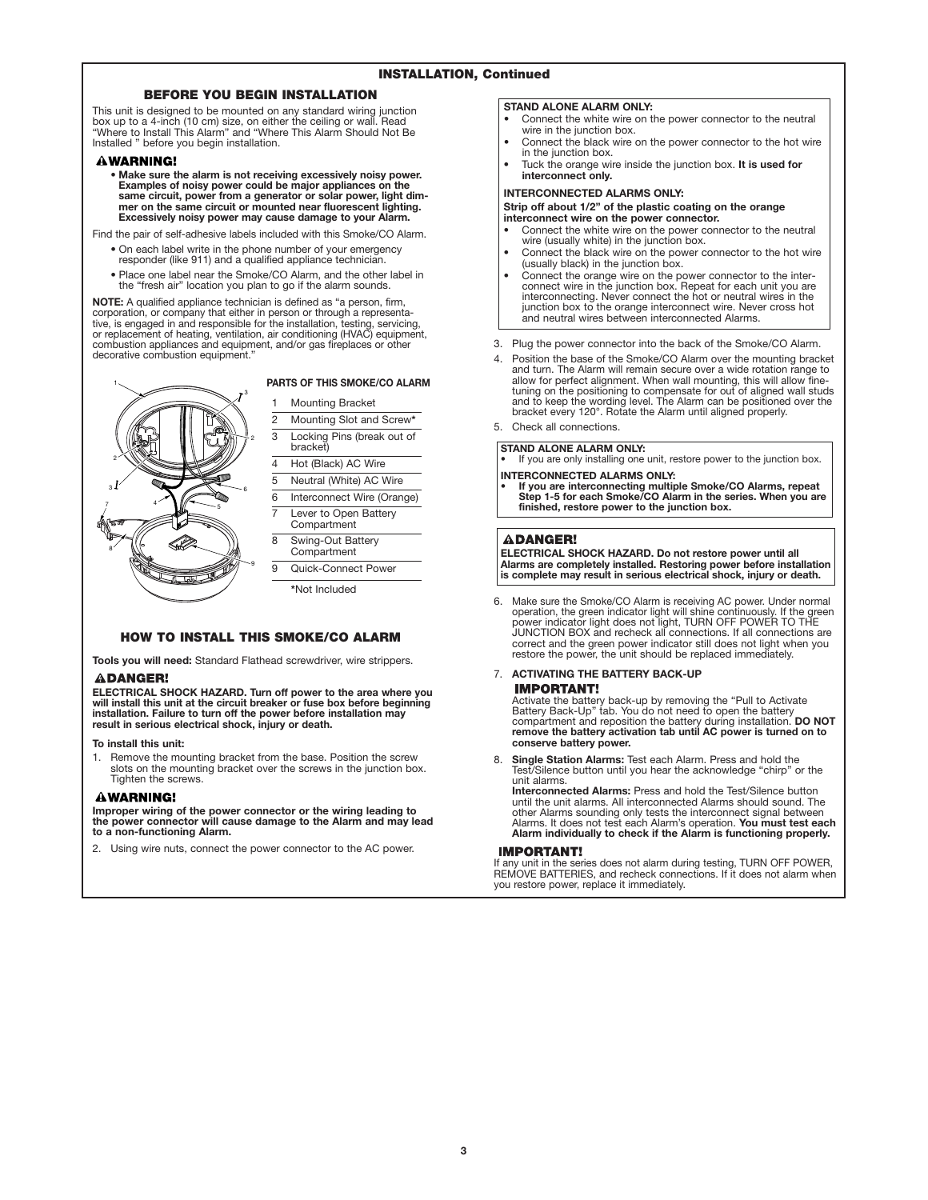## INSTALLATION, Continued

### BEFORE YOU BEGIN INSTALLATION

This unit is designed to be mounted on any standard wiring junction box up to a 4-inch (10 cm) size, on either the ceiling or wall. Read "Where to Install This Alarm" and "Where This Alarm Should Not Be Installed " before you begin installation.

**⚠WARNING!**

- **Make sure the alarm is not receiving excessively noisy power. Examples of noisy power could be major appliances on the same circuit, power from a generator or solar power, light dimmer on the same circuit or mounted near fluorescent lighting. Excessively noisy power may cause damage to your Alarm.**

Find the pair of self-adhesive labels included with this Smoke/CO Alarm.

- On each label write in the phone number of your emergency responder (like 911) and a qualified appliance technician.
- Place one label near the Smoke/CO Alarm, and the other label in the "fresh air" location you plan to go if the alarm sounds.

**NOTE:** A qualified appliance technician is defined as "a person, firm, corporation, or company that either in person or through a representative, is engaged in and responsible for the installation, testing, servicing, or replacement of heating, ventilation, air conditioning (HVAC) equipment, combustion appliances and equipment, and/or gas fireplaces or other decorative combustion equipment."

**PARTS OF THIS SMOKE/CO ALARM**

| | |
|---|---|
| 1 | Mounting Bracket |
| 2 | Mounting Slot and Screw* |
| 3 | Locking Pins (break out of bracket) |
| 4 | Hot (Black) AC Wire |
| 5 | Neutral (White) AC Wire |
| 6 | Interconnect Wire (Orange) |
| 7 | Lever to Open Battery Compartment |
| 8 | Swing-Out Battery Compartment |
| 9 | Quick-Connect Power |

*Not Included

### HOW TO INSTALL THIS SMOKE/CO ALARM

**Tools you will need:** Standard Flathead screwdriver, wire strippers.

**⚠DANGER!**

**ELECTRICAL SHOCK HAZARD. Turn off power to the area where you will install this unit at the circuit breaker or fuse box before beginning installation. Failure to turn off the power before installation may result in serious electrical shock, injury or death.**

**To install this unit:**

1. Remove the mounting bracket from the base. Position the screw slots on the mounting bracket over the screws in the junction box. Tighten the screws.

**⚠WARNING!**

**Improper wiring of the power connector or the wiring leading to the power connector will cause damage to the Alarm and may lead to a non-functioning Alarm.**

2. Using wire nuts, connect the power connector to the AC power.

**STAND ALONE ALARM ONLY:**

- Connect the white wire on the power connector to the neutral wire in the junction box.
- Connect the black wire on the power connector to the hot wire in the junction box.
- Tuck the orange wire inside the junction box. **It is used for interconnect only.**

**INTERCONNECTED ALARMS ONLY:**

**Strip off about 1/2" of the plastic coating on the orange interconnect wire on the power connector.**

- Connect the white wire on the power connector to the neutral wire (usually white) in the junction box.
- Connect the black wire on the power connector to the hot wire (usually black) in the junction box.
- Connect the orange wire on the power connector to the interconnect wire in the junction box. Repeat for each unit you are interconnecting. Never connect the hot or neutral wires in the junction box to the orange interconnect wire. Never cross hot and neutral wires between interconnected Alarms.

3. Plug the power connector into the back of the Smoke/CO Alarm.
4. Position the base of the Smoke/CO Alarm over the mounting bracket and turn. The Alarm will remain secure over a wide rotation range to allow for perfect alignment. When wall mounting, this will allow fine-tuning on the positioning to compensate for out of aligned wall studs and to keep the wording level. The Alarm can be positioned over the bracket every 120°. Rotate the Alarm until aligned properly.
5. Check all connections.

**STAND ALONE ALARM ONLY:**

- If you are only installing one unit, restore power to the junction box.

**INTERCONNECTED ALARMS ONLY:**

- **If you are interconnecting multiple Smoke/CO Alarms, repeat Step 1-5 for each Smoke/CO Alarm in the series. When you are finished, restore power to the junction box.**

**⚠DANGER!**

**ELECTRICAL SHOCK HAZARD. Do not restore power until all Alarms are completely installed. Restoring power before installation is complete may result in serious electrical shock, injury or death.**

6. Make sure the Smoke/CO Alarm is receiving AC power. Under normal operation, the green indicator light will shine continuously. If the green power indicator light does not light, TURN OFF POWER TO THE JUNCTION BOX and recheck all connections. If all connections are correct and the green power indicator still does not light when you restore the power, the unit should be replaced immediately.
7. **ACTIVATING THE BATTERY BACK-UP**

   **IMPORTANT!**

   Activate the battery back-up by removing the "Pull to Activate Battery Back-Up" tab. You do not need to open the battery compartment and reposition the battery during installation. **DO NOT remove the battery activation tab until AC power is turned on to conserve battery power.**
8. **Single Station Alarms:** Test each Alarm. Press and hold the Test/Silence button until you hear the acknowledge "chirp" or the unit alarms.

   **Interconnected Alarms:** Press and hold the Test/Silence button until the unit alarms. All interconnected Alarms should sound. The other Alarms sounding only tests the interconnect signal between Alarms. It does not test each Alarm's operation. **You must test each Alarm individually to check if the Alarm is functioning properly.**

**IMPORTANT!**

If any unit in the series does not alarm during testing, TURN OFF POWER, REMOVE BATTERIES, and recheck connections. If it does not alarm when you restore power, replace it immediately.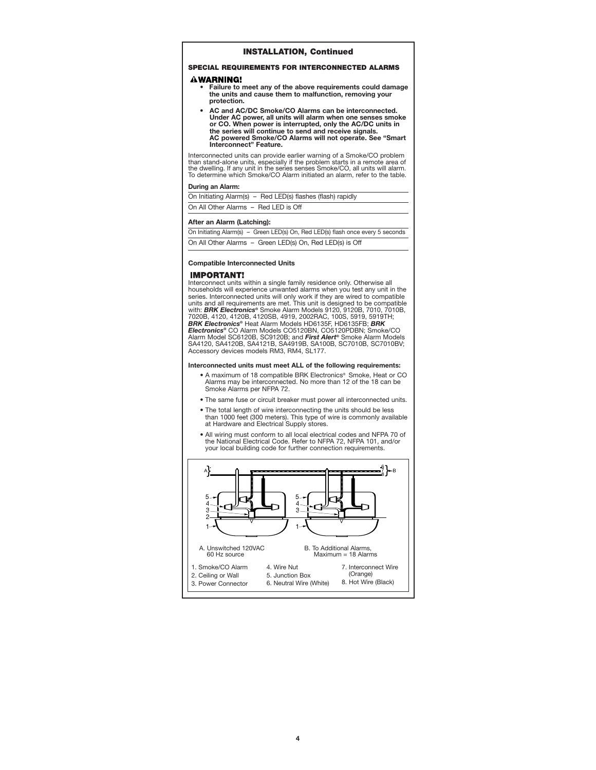## INSTALLATION, Continued

### SPECIAL REQUIREMENTS FOR INTERCONNECTED ALARMS

**⚠WARNING!**

- **Failure to meet any of the above requirements could damage the units and cause them to malfunction, removing your protection.**
- **AC and AC/DC Smoke/CO Alarms can be interconnected. Under AC power, all units will alarm when one senses smoke or CO. When power is interrupted, only the AC/DC units in the series will continue to send and receive signals. AC powered Smoke/CO Alarms will not operate. See "Smart Interconnect" Feature.**

Interconnected units can provide earlier warning of a Smoke/CO problem than stand-alone units, especially if the problem starts in a remote area of the dwelling. If any unit in the series senses Smoke/CO, all units will alarm. To determine which Smoke/CO Alarm initiated an alarm, refer to the table.

**During an Alarm:**

On Initiating Alarm(s) – Red LED(s) flashes (flash) rapidly

On All Other Alarms – Red LED is Off

**After an Alarm (Latching):**

On Initiating Alarm(s) – Green LED(s) On, Red LED(s) flash once every 5 seconds

On All Other Alarms – Green LED(s) On, Red LED(s) is Off

**Compatible Interconnected Units**

**IMPORTANT!**

Interconnect units within a single family residence only. Otherwise all households will experience unwanted alarms when you test any unit in the series. Interconnected units will only work if they are wired to compatible units and all requirements are met. This unit is designed to be compatible with: ***BRK Electronics®*** Smoke Alarm Models 9120, 9120B, 7010, 7010B, 7020B, 4120, 4120B, 4120SB, 4919, 2002RAC, 100S, 5919, 5919TH; ***BRK Electronics®*** Heat Alarm Models HD6135F, HD6135FB; ***BRK Electronics®*** CO Alarm Models CO5120BN, CO5120PDBN; Smoke/CO Alarm Model SC6120B, SC9120B; and ***First Alert®*** Smoke Alarm Models SA4120, SA4120B, SA4121B, SA4919B, SA100B, SC7010B, SC7010BV; Accessory devices models RM3, RM4, SL177.

**Interconnected units must meet ALL of the following requirements:**

- A maximum of 18 compatible BRK Electronics® Smoke, Heat or CO Alarms may be interconnected. No more than 12 of the 18 can be Smoke Alarms per NFPA 72.
- The same fuse or circuit breaker must power all interconnected units.
- The total length of wire interconnecting the units should be less than 1000 feet (300 meters). This type of wire is commonly available at Hardware and Electrical Supply stores.
- All wiring must conform to all local electrical codes and NFPA 70 of the National Electrical Code. Refer to NFPA 72, NFPA 101, and/or your local building code for further connection requirements.

A. Unswitched 120VAC 60 Hz source

B. To Additional Alarms, Maximum = 18 Alarms

1. Smoke/CO Alarm
2. Ceiling or Wall
3. Power Connector
4. Wire Nut
5. Junction Box
6. Neutral Wire (White)
7. Interconnect Wire (Orange)
8. Hot Wire (Black)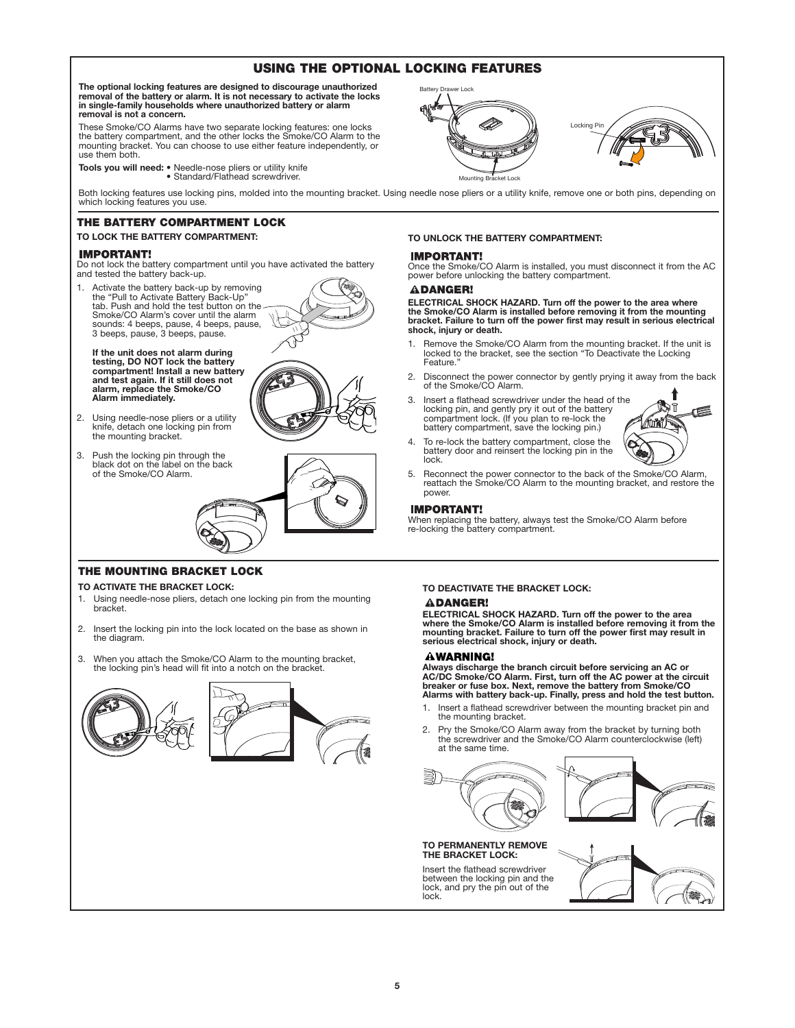# USING THE OPTIONAL LOCKING FEATURES

**The optional locking features are designed to discourage unauthorized removal of the battery or alarm. It is not necessary to activate the locks in single-family households where unauthorized battery or alarm removal is not a concern.**

These Smoke/CO Alarms have two separate locking features: one locks the battery compartment, and the other locks the Smoke/CO Alarm to the mounting bracket. You can choose to use either feature independently, or use them both.

**Tools you will need:**
- Needle-nose pliers or utility knife
- Standard/Flathead screwdriver.

Battery Drawer Lock

Mounting Bracket Lock

Locking Pin

Both locking features use locking pins, molded into the mounting bracket. Using needle nose pliers or a utility knife, remove one or both pins, depending on which locking features you use.

## THE BATTERY COMPARTMENT LOCK

### TO LOCK THE BATTERY COMPARTMENT:

**IMPORTANT!**
Do not lock the battery compartment until you have activated the battery and tested the battery back-up.

1. Activate the battery back-up by removing the "Pull to Activate Battery Back-Up" tab. Push and hold the test button on the Smoke/CO Alarm's cover until the alarm sounds: 4 beeps, pause, 4 beeps, pause, 3 beeps, pause, 3 beeps, pause.

   **If the unit does not alarm during testing, DO NOT lock the battery compartment! Install a new battery and test again. If it still does not alarm, replace the Smoke/CO Alarm immediately.**

2. Using needle-nose pliers or a utility knife, detach one locking pin from the mounting bracket.
3. Push the locking pin through the black dot on the label on the back of the Smoke/CO Alarm.

### TO UNLOCK THE BATTERY COMPARTMENT:

**IMPORTANT!**
Once the Smoke/CO Alarm is installed, you must disconnect it from the AC power before unlocking the battery compartment.

**⚠DANGER!**
**ELECTRICAL SHOCK HAZARD. Turn off the power to the area where the Smoke/CO Alarm is installed before removing it from the mounting bracket. Failure to turn off the power first may result in serious electrical shock, injury or death.**

1. Remove the Smoke/CO Alarm from the mounting bracket. If the unit is locked to the bracket, see the section "To Deactivate the Locking Feature."
2. Disconnect the power connector by gently prying it away from the back of the Smoke/CO Alarm.
3. Insert a flathead screwdriver under the head of the locking pin, and gently pry it out of the battery compartment lock. (If you plan to re-lock the battery compartment, save the locking pin.)
4. To re-lock the battery compartment, close the battery door and reinsert the locking pin in the lock.
5. Reconnect the power connector to the back of the Smoke/CO Alarm, reattach the Smoke/CO Alarm to the mounting bracket, and restore the power.

**IMPORTANT!**
When replacing the battery, always test the Smoke/CO Alarm before re-locking the battery compartment.

## THE MOUNTING BRACKET LOCK

### TO ACTIVATE THE BRACKET LOCK:

1. Using needle-nose pliers, detach one locking pin from the mounting bracket.
2. Insert the locking pin into the lock located on the base as shown in the diagram.
3. When you attach the Smoke/CO Alarm to the mounting bracket, the locking pin's head will fit into a notch on the bracket.

### TO DEACTIVATE THE BRACKET LOCK:

**⚠DANGER!**
**ELECTRICAL SHOCK HAZARD. Turn off the power to the area where the Smoke/CO Alarm is installed before removing it from the mounting bracket. Failure to turn off the power first may result in serious electrical shock, injury or death.**

**⚠WARNING!**
**Always discharge the branch circuit before servicing an AC or AC/DC Smoke/CO Alarm. First, turn off the AC power at the circuit breaker or fuse box. Next, remove the battery from Smoke/CO Alarms with battery back-up. Finally, press and hold the test button.**

1. Insert a flathead screwdriver between the mounting bracket pin and the mounting bracket.
2. Pry the Smoke/CO Alarm away from the bracket by turning both the screwdriver and the Smoke/CO Alarm counterclockwise (left) at the same time.

### TO PERMANENTLY REMOVE THE BRACKET LOCK:

Insert the flathead screwdriver between the locking pin and the lock, and pry the pin out of the lock.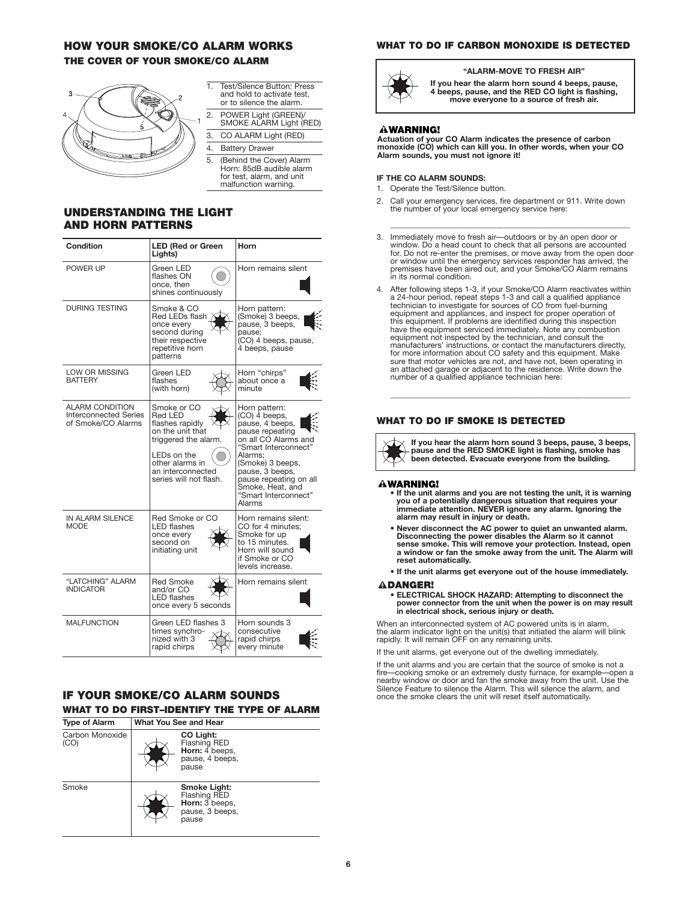## HOW YOUR SMOKE/CO ALARM WORKS

### THE COVER OF YOUR SMOKE/CO ALARM

1. Test/Silence Button: Press and hold to activate test, or to silence the alarm.
2. POWER Light (GREEN)/ SMOKE ALARM Light (RED)
3. CO ALARM Light (RED)
4. Battery Drawer
5. (Behind the Cover) Alarm Horn: 85dB audible alarm for test, alarm, and unit malfunction warning.

## UNDERSTANDING THE LIGHT AND HORN PATTERNS

| Condition | LED (Red or Green Lights) | Horn |
|---|---|---|
| POWER UP | Green LED flashes ON once, then shines continuously | Horn remains silent |
| DURING TESTING | Smoke & CO Red LEDs flash once every second during their respective repetitive horn patterns | Horn pattern: (Smoke) 3 beeps, pause, 3 beeps, pause; (CO) 4 beeps, pause, 4 beeps, pause |
| LOW OR MISSING BATTERY | Green LED flashes (with horn) | Horn "chirps" about once a minute |
| ALARM CONDITION Interconnected Series of Smoke/CO Alarms | Smoke or CO Red LED flashes rapidly on the unit that triggered the alarm. LEDs on the other alarms in an interconnected series will not flash. | Horn pattern: (CO) 4 beeps, pause, 4 beeps, pause repeating on all CO Alarms and "Smart Interconnect" Alarms; (Smoke) 3 beeps, pause, 3 beeps, pause repeating on all Smoke, Heat, and "Smart Interconnect" Alarms |
| IN ALARM SILENCE MODE | Red Smoke or CO LED flashes once every second on initiating unit | Horn remains silent: CO for 4 minutes; Smoke for up to 15 minutes. Horn will sound if Smoke or CO levels increase. |
| "LATCHING" ALARM INDICATOR | Red Smoke and/or CO LED flashes once every 5 seconds | Horn remains silent |
| MALFUNCTION | Green LED flashes 3 times synchronized with 3 rapid chirps | Horn sounds 3 consecutive rapid chirps every minute |

## IF YOUR SMOKE/CO ALARM SOUNDS

### WHAT TO DO FIRST–IDENTIFY THE TYPE OF ALARM

| Type of Alarm | What You See and Hear |
|---|---|
| Carbon Monoxide (CO) | **CO Light:** Flashing RED **Horn:** 4 beeps, pause, 4 beeps, pause |
| Smoke | **Smoke Light:** Flashing RED **Horn:** 3 beeps, pause, 3 beeps, pause |

### WHAT TO DO IF CARBON MONOXIDE IS DETECTED

**"ALARM-MOVE TO FRESH AIR"**

**If you hear the alarm horn sound 4 beeps, pause, 4 beeps, pause, and the RED CO light is flashing, move everyone to a source of fresh air.**

**⚠WARNING!**
**Actuation of your CO Alarm indicates the presence of carbon monoxide (CO) which can kill you. In other words, when your CO Alarm sounds, you must not ignore it!**

**IF THE CO ALARM SOUNDS:**

1. Operate the Test/Silence button.
2. Call your emergency services, fire department or 911. Write down the number of your local emergency service here:

   \_\_\_\_\_\_\_\_\_\_\_\_\_\_\_\_\_\_\_\_\_\_\_\_\_\_\_\_\_\_\_\_\_\_\_\_\_\_\_\_

3. Immediately move to fresh air—outdoors or by an open door or window. Do a head count to check that all persons are accounted for. Do not re-enter the premises, or move away from the open door or window until the emergency services responder has arrived, the premises have been aired out, and your Smoke/CO Alarm remains in its normal condition.
4. After following steps 1-3, if your Smoke/CO Alarm reactivates within a 24-hour period, repeat steps 1-3 and call a qualified appliance technician to investigate for sources of CO from fuel-burning equipment and appliances, and inspect for proper operation of this equipment. If problems are identified during this inspection have the equipment serviced immediately. Note any combustion equipment not inspected by the technician, and consult the manufacturers' instructions, or contact the manufacturers directly, for more information about CO safety and this equipment. Make sure that motor vehicles are not, and have not, been operating in an attached garage or adjacent to the residence. Write down the number of a qualified appliance technician here:

   \_\_\_\_\_\_\_\_\_\_\_\_\_\_\_\_\_\_\_\_\_\_\_\_\_\_\_\_\_\_\_\_\_\_\_\_\_\_\_\_

### WHAT TO DO IF SMOKE IS DETECTED

**If you hear the alarm horn sound 3 beeps, pause, 3 beeps, pause and the RED SMOKE light is flashing, smoke has been detected. Evacuate everyone from the building.**

**⚠WARNING!**

- **If the unit alarms and you are not testing the unit, it is warning you of a potentially dangerous situation that requires your immediate attention. NEVER ignore any alarm. Ignoring the alarm may result in injury or death.**
- **Never disconnect the AC power to quiet an unwanted alarm. Disconnecting the power disables the Alarm so it cannot sense smoke. This will remove your protection. Instead, open a window or fan the smoke away from the unit. The Alarm will reset automatically.**
- **If the unit alarms get everyone out of the house immediately.**

**⚠DANGER!**

- **ELECTRICAL SHOCK HAZARD: Attempting to disconnect the power connector from the unit when the power is on may result in electrical shock, serious injury or death.**

When an interconnected system of AC powered units is in alarm, the alarm indicator light on the unit(s) that initiated the alarm will blink rapidly. It will remain OFF on any remaining units.

If the unit alarms, get everyone out of the dwelling immediately.

If the unit alarms and you are certain that the source of smoke is not a fire—cooking smoke or an extremely dusty furnace, for example—open a nearby window or door and fan the smoke away from the unit. Use the Silence Feature to silence the Alarm. This will silence the alarm, and once the smoke clears the unit will reset itself automatically.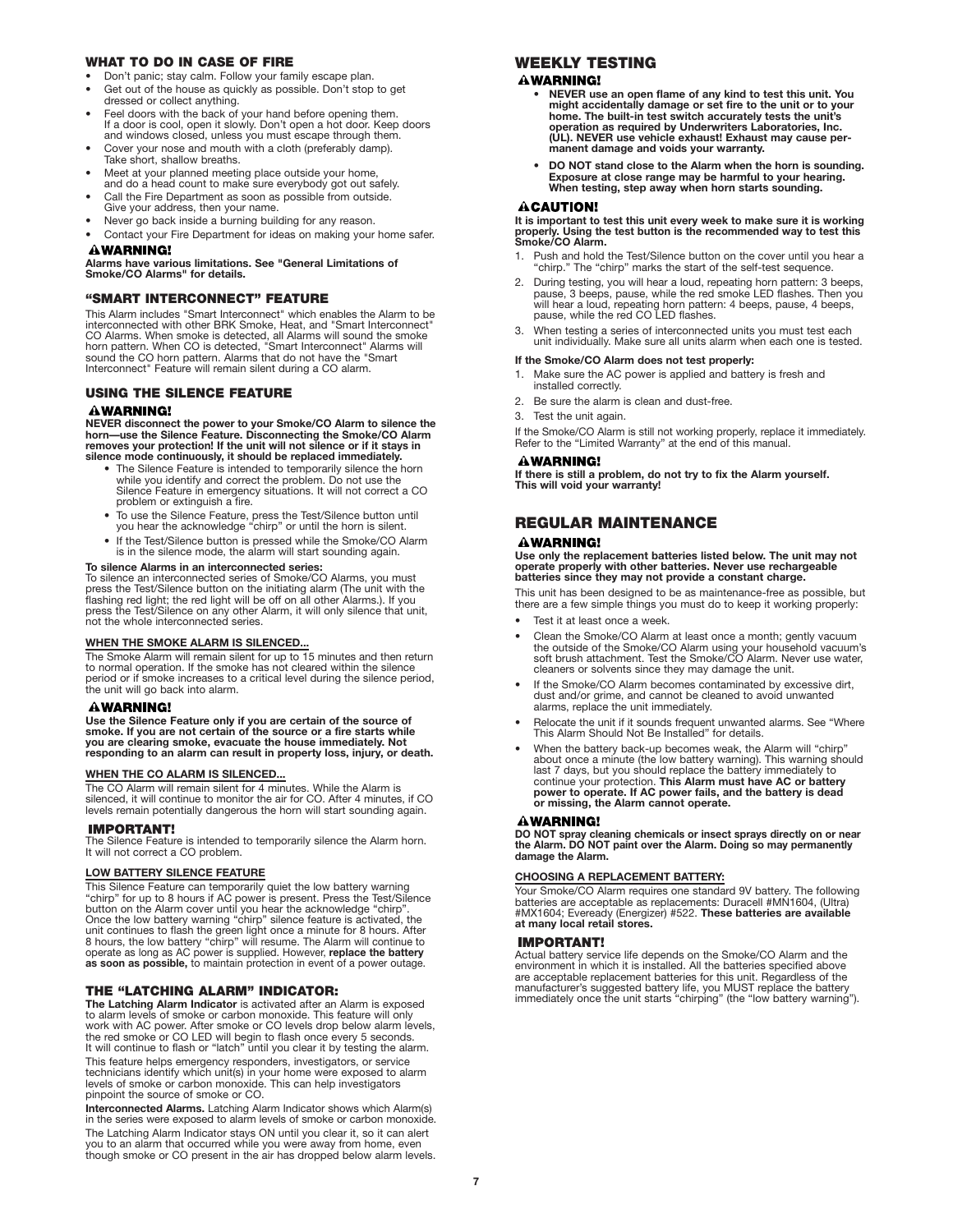## WHAT TO DO IN CASE OF FIRE

- Don't panic; stay calm. Follow your family escape plan.
- Get out of the house as quickly as possible. Don't stop to get dressed or collect anything.
- Feel doors with the back of your hand before opening them. If a door is cool, open it slowly. Don't open a hot door. Keep doors and windows closed, unless you must escape through them.
- Cover your nose and mouth with a cloth (preferably damp). Take short, shallow breaths.
- Meet at your planned meeting place outside your home, and do a head count to make sure everybody got out safely.
- Call the Fire Department as soon as possible from outside. Give your address, then your name.
- Never go back inside a burning building for any reason.
- Contact your Fire Department for ideas on making your home safer.

**⚠WARNING!**
**Alarms have various limitations. See "General Limitations of Smoke/CO Alarms" for details.**

## "SMART INTERCONNECT" FEATURE

This Alarm includes "Smart Interconnect" which enables the Alarm to be interconnected with other BRK Smoke, Heat, and "Smart Interconnect" CO Alarms. When smoke is detected, all Alarms will sound the smoke horn pattern. When CO is detected, "Smart Interconnect" Alarms will sound the CO horn pattern. Alarms that do not have the "Smart Interconnect" Feature will remain silent during a CO alarm.

## USING THE SILENCE FEATURE

**⚠WARNING!**
**NEVER disconnect the power to your Smoke/CO Alarm to silence the horn—use the Silence Feature. Disconnecting the Smoke/CO Alarm removes your protection! If the unit will not silence or if it stays in silence mode continuously, it should be replaced immediately.**

- The Silence Feature is intended to temporarily silence the horn while you identify and correct the problem. Do not use the Silence Feature in emergency situations. It will not correct a CO problem or extinguish a fire.
- To use the Silence Feature, press the Test/Silence button until you hear the acknowledge "chirp" or until the horn is silent.
- If the Test/Silence button is pressed while the Smoke/CO Alarm is in the silence mode, the alarm will start sounding again.

**To silence Alarms in an interconnected series:**
To silence an interconnected series of Smoke/CO Alarms, you must press the Test/Silence button on the initiating alarm (The unit with the flashing red light; the red light will be off on all other Alarms.). If you press the Test/Silence on any other Alarm, it will only silence that unit, not the whole interconnected series.

**WHEN THE SMOKE ALARM IS SILENCED...**

The Smoke Alarm will remain silent for up to 15 minutes and then return to normal operation. If the smoke has not cleared within the silence period or if smoke increases to a critical level during the silence period, the unit will go back into alarm.

**⚠WARNING!**
**Use the Silence Feature only if you are certain of the source of smoke. If you are not certain of the source or a fire starts while you are clearing smoke, evacuate the house immediately. Not responding to an alarm can result in property loss, injury, or death.**

**WHEN THE CO ALARM IS SILENCED...**

The CO Alarm will remain silent for 4 minutes. While the Alarm is silenced, it will continue to monitor the air for CO. After 4 minutes, if CO levels remain potentially dangerous the horn will start sounding again.

**IMPORTANT!**
The Silence Feature is intended to temporarily silence the Alarm horn. It will not correct a CO problem.

**LOW BATTERY SILENCE FEATURE**

This Silence Feature can temporarily quiet the low battery warning "chirp" for up to 8 hours if AC power is present. Press the Test/Silence button on the Alarm cover until you hear the acknowledge "chirp". Once the low battery warning "chirp" silence feature is activated, the unit continues to flash the green light once a minute for 8 hours. After 8 hours, the low battery "chirp" will resume. The Alarm will continue to operate as long as AC power is supplied. However, **replace the battery as soon as possible,** to maintain protection in event of a power outage.

## THE "LATCHING ALARM" INDICATOR:

**The Latching Alarm Indicator** is activated after an Alarm is exposed to alarm levels of smoke or carbon monoxide. This feature will only work with AC power. After smoke or CO levels drop below alarm levels, the red smoke or CO LED will begin to flash once every 5 seconds. It will continue to flash or "latch" until you clear it by testing the alarm.

This feature helps emergency responders, investigators, or service technicians identify which unit(s) in your home were exposed to alarm levels of smoke or carbon monoxide. This can help investigators pinpoint the source of smoke or CO.

**Interconnected Alarms.** Latching Alarm Indicator shows which Alarm(s) in the series were exposed to alarm levels of smoke or carbon monoxide.

The Latching Alarm Indicator stays ON until you clear it, so it can alert you to an alarm that occurred while you were away from home, even though smoke or CO present in the air has dropped below alarm levels.

## WEEKLY TESTING

**⚠WARNING!**

- **NEVER use an open flame of any kind to test this unit. You might accidentally damage or set fire to the unit or to your home. The built-in test switch accurately tests the unit's operation as required by Underwriters Laboratories, Inc. (UL). NEVER use vehicle exhaust! Exhaust may cause permanent damage and voids your warranty.**
- **DO NOT stand close to the Alarm when the horn is sounding. Exposure at close range may be harmful to your hearing. When testing, step away when horn starts sounding.**

**⚠CAUTION!**
**It is important to test this unit every week to make sure it is working properly. Using the test button is the recommended way to test this Smoke/CO Alarm.**

1. Push and hold the Test/Silence button on the cover until you hear a "chirp." The "chirp" marks the start of the self-test sequence.
2. During testing, you will hear a loud, repeating horn pattern: 3 beeps, pause, 3 beeps, pause, while the red smoke LED flashes. Then you will hear a loud, repeating horn pattern: 4 beeps, pause, 4 beeps, pause, while the red CO LED flashes.
3. When testing a series of interconnected units you must test each unit individually. Make sure all units alarm when each one is tested.

**If the Smoke/CO Alarm does not test properly:**

1. Make sure the AC power is applied and battery is fresh and installed correctly.
2. Be sure the alarm is clean and dust-free.
3. Test the unit again.

If the Smoke/CO Alarm is still not working properly, replace it immediately. Refer to the "Limited Warranty" at the end of this manual.

**⚠WARNING!**
**If there is still a problem, do not try to fix the Alarm yourself. This will void your warranty!**

## REGULAR MAINTENANCE

**⚠WARNING!**
**Use only the replacement batteries listed below. The unit may not operate properly with other batteries. Never use rechargeable batteries since they may not provide a constant charge.**

This unit has been designed to be as maintenance-free as possible, but there are a few simple things you must do to keep it working properly:

- Test it at least once a week.
- Clean the Smoke/CO Alarm at least once a month; gently vacuum the outside of the Smoke/CO Alarm using your household vacuum's soft brush attachment. Test the Smoke/CO Alarm. Never use water, cleaners or solvents since they may damage the unit.
- If the Smoke/CO Alarm becomes contaminated by excessive dirt, dust and/or grime, and cannot be cleaned to avoid unwanted alarms, replace the unit immediately.
- Relocate the unit if it sounds frequent unwanted alarms. See "Where This Alarm Should Not Be Installed" for details.
- When the battery back-up becomes weak, the Alarm will "chirp" about once a minute (the low battery warning). This warning should last 7 days, but you should replace the battery immediately to continue your protection. **This Alarm must have AC or battery power to operate. If AC power fails, and the battery is dead or missing, the Alarm cannot operate.**

**⚠WARNING!**
**DO NOT spray cleaning chemicals or insect sprays directly on or near the Alarm. DO NOT paint over the Alarm. Doing so may permanently damage the Alarm.**

**CHOOSING A REPLACEMENT BATTERY:**

Your Smoke/CO Alarm requires one standard 9V battery. The following batteries are acceptable as replacements: Duracell #MN1604, (Ultra) #MX1604; Eveready (Energizer) #522. **These batteries are available at many local retail stores.**

**IMPORTANT!**
Actual battery service life depends on the Smoke/CO Alarm and the environment in which it is installed. All the batteries specified above are acceptable replacement batteries for this unit. Regardless of the manufacturer's suggested battery life, you MUST replace the battery immediately once the unit starts "chirping" (the "low battery warning").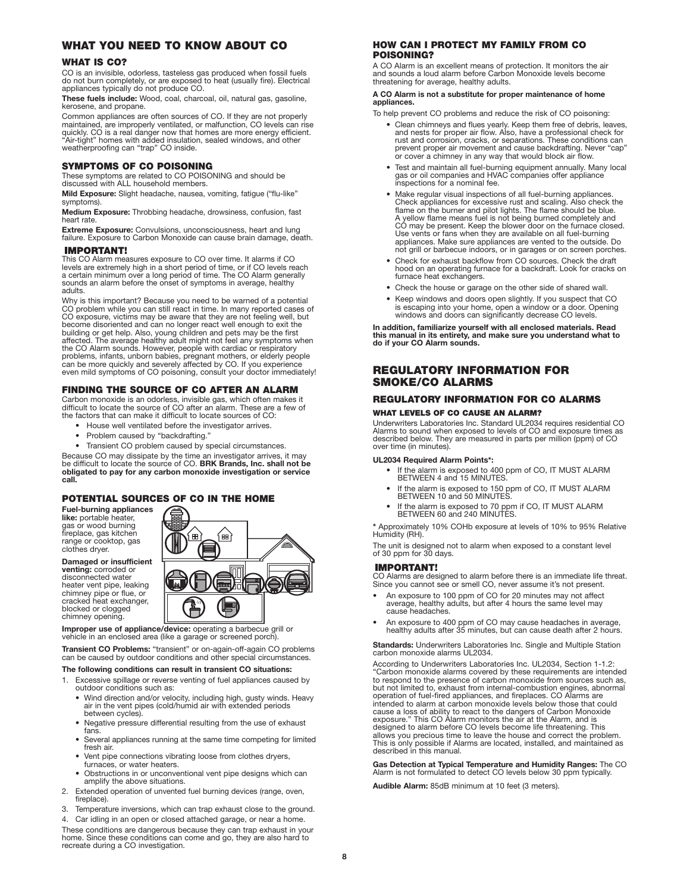## WHAT YOU NEED TO KNOW ABOUT CO

### WHAT IS CO?

CO is an invisible, odorless, tasteless gas produced when fossil fuels do not burn completely, or are exposed to heat (usually fire). Electrical appliances typically do not produce CO.

**These fuels include:** Wood, coal, charcoal, oil, natural gas, gasoline, kerosene, and propane.

Common appliances are often sources of CO. If they are not properly maintained, are improperly ventilated, or malfunction, CO levels can rise quickly. CO is a real danger now that homes are more energy efficient. "Air-tight" homes with added insulation, sealed windows, and other weatherproofing can "trap" CO inside.

### SYMPTOMS OF CO POISONING

These symptoms are related to CO POISONING and should be discussed with ALL household members.

**Mild Exposure:** Slight headache, nausea, vomiting, fatigue ("flu-like" symptoms).

**Medium Exposure:** Throbbing headache, drowsiness, confusion, fast heart rate.

**Extreme Exposure:** Convulsions, unconsciousness, heart and lung failure. Exposure to Carbon Monoxide can cause brain damage, death.

**IMPORTANT!**

This CO Alarm measures exposure to CO over time. It alarms if CO levels are extremely high in a short period of time, or if CO levels reach a certain minimum over a long period of time. The CO Alarm generally sounds an alarm before the onset of symptoms in average, healthy adults.

Why is this important? Because you need to be warned of a potential CO problem while you can still react in time. In many reported cases of CO exposure, victims may be aware that they are not feeling well, but become disoriented and can no longer react well enough to exit the building or get help. Also, young children and pets may be the first affected. The average healthy adult might not feel any symptoms when the CO Alarm sounds. However, people with cardiac or respiratory problems, infants, unborn babies, pregnant mothers, or elderly people can be more quickly and severely affected by CO. If you experience even mild symptoms of CO poisoning, consult your doctor immediately!

### FINDING THE SOURCE OF CO AFTER AN ALARM

Carbon monoxide is an odorless, invisible gas, which often makes it difficult to locate the source of CO after an alarm. These are a few of the factors that can make it difficult to locate sources of CO:

- House well ventilated before the investigator arrives.
- Problem caused by "backdrafting."
- Transient CO problem caused by special circumstances.

Because CO may dissipate by the time an investigator arrives, it may be difficult to locate the source of CO. **BRK Brands, Inc. shall not be obligated to pay for any carbon monoxide investigation or service call.**

### POTENTIAL SOURCES OF CO IN THE HOME

**Fuel-burning appliances like:** portable heater, gas or wood burning fireplace, gas kitchen range or cooktop, gas clothes dryer.

**Damaged or insufficient venting:** corroded or disconnected water heater vent pipe, leaking chimney pipe or flue, or cracked heat exchanger, blocked or clogged chimney opening.

**Improper use of appliance/device:** operating a barbecue grill or vehicle in an enclosed area (like a garage or screened porch).

**Transient CO Problems:** "transient" or on-again-off-again CO problems can be caused by outdoor conditions and other special circumstances.

**The following conditions can result in transient CO situations:**

1. Excessive spillage or reverse venting of fuel appliances caused by outdoor conditions such as:
   - Wind direction and/or velocity, including high, gusty winds. Heavy air in the vent pipes (cold/humid air with extended periods between cycles).
   - Negative pressure differential resulting from the use of exhaust fans.
   - Several appliances running at the same time competing for limited fresh air.
   - Vent pipe connections vibrating loose from clothes dryers, furnaces, or water heaters.
   - Obstructions in or unconventional vent pipe designs which can amplify the above situations.
2. Extended operation of unvented fuel burning devices (range, oven, fireplace).
3. Temperature inversions, which can trap exhaust close to the ground.
4. Car idling in an open or closed attached garage, or near a home.

These conditions are dangerous because they can trap exhaust in your home. Since these conditions can come and go, they are also hard to recreate during a CO investigation.

### HOW CAN I PROTECT MY FAMILY FROM CO POISONING?

A CO Alarm is an excellent means of protection. It monitors the air and sounds a loud alarm before Carbon Monoxide levels become threatening for average, healthy adults.

**A CO Alarm is not a substitute for proper maintenance of home appliances.**

To help prevent CO problems and reduce the risk of CO poisoning:

- Clean chimneys and flues yearly. Keep them free of debris, leaves, and nests for proper air flow. Also, have a professional check for rust and corrosion, cracks, or separations. These conditions can prevent proper air movement and cause backdrafting. Never "cap" or cover a chimney in any way that would block air flow.
- Test and maintain all fuel-burning equipment annually. Many local gas or oil companies and HVAC companies offer appliance inspections for a nominal fee.
- Make regular visual inspections of all fuel-burning appliances. Check appliances for excessive rust and scaling. Also check the flame on the burner and pilot lights. The flame should be blue. A yellow flame means fuel is not being burned completely and CO may be present. Keep the blower door on the furnace closed. Use vents or fans when they are available on all fuel-burning appliances. Make sure appliances are vented to the outside. Do not grill or barbecue indoors, or in garages or on screen porches.
- Check for exhaust backflow from CO sources. Check the draft hood on an operating furnace for a backdraft. Look for cracks on furnace heat exchangers.
- Check the house or garage on the other side of shared wall.
- Keep windows and doors open slightly. If you suspect that CO is escaping into your home, open a window or a door. Opening windows and doors can significantly decrease CO levels.

**In addition, familiarize yourself with all enclosed materials. Read this manual in its entirety, and make sure you understand what to do if your CO Alarm sounds.**

## REGULATORY INFORMATION FOR SMOKE/CO ALARMS

### REGULATORY INFORMATION FOR CO ALARMS

#### WHAT LEVELS OF CO CAUSE AN ALARM?

Underwriters Laboratories Inc. Standard UL2034 requires residential CO Alarms to sound when exposed to levels of CO and exposure times as described below. They are measured in parts per million (ppm) of CO over time (in minutes).

**UL2034 Required Alarm Points*:**

- If the alarm is exposed to 400 ppm of CO, IT MUST ALARM BETWEEN 4 and 15 MINUTES.
- If the alarm is exposed to 150 ppm of CO, IT MUST ALARM BETWEEN 10 and 50 MINUTES.
- If the alarm is exposed to 70 ppm if CO, IT MUST ALARM BETWEEN 60 and 240 MINUTES.

\* Approximately 10% COHb exposure at levels of 10% to 95% Relative Humidity (RH).

The unit is designed not to alarm when exposed to a constant level of 30 ppm for 30 days.

**IMPORTANT!**

CO Alarms are designed to alarm before there is an immediate life threat. Since you cannot see or smell CO, never assume it's not present.

- An exposure to 100 ppm of CO for 20 minutes may not affect average, healthy adults, but after 4 hours the same level may cause headaches.
- An exposure to 400 ppm of CO may cause headaches in average, healthy adults after 35 minutes, but can cause death after 2 hours.

**Standards:** Underwriters Laboratories Inc. Single and Multiple Station carbon monoxide alarms UL2034.

According to Underwriters Laboratories Inc. UL2034, Section 1-1.2: "Carbon monoxide alarms covered by these requirements are intended to respond to the presence of carbon monoxide from sources such as, but not limited to, exhaust from internal-combustion engines, abnormal operation of fuel-fired appliances, and fireplaces. CO Alarms are intended to alarm at carbon monoxide levels below those that could cause a loss of ability to react to the dangers of Carbon Monoxide exposure." This CO Alarm monitors the air at the Alarm, and is designed to alarm before CO levels become life threatening. This allows you precious time to leave the house and correct the problem. This is only possible if Alarms are located, installed, and maintained as described in this manual.

**Gas Detection at Typical Temperature and Humidity Ranges:** The CO Alarm is not formulated to detect CO levels below 30 ppm typically.

**Audible Alarm:** 85dB minimum at 10 feet (3 meters).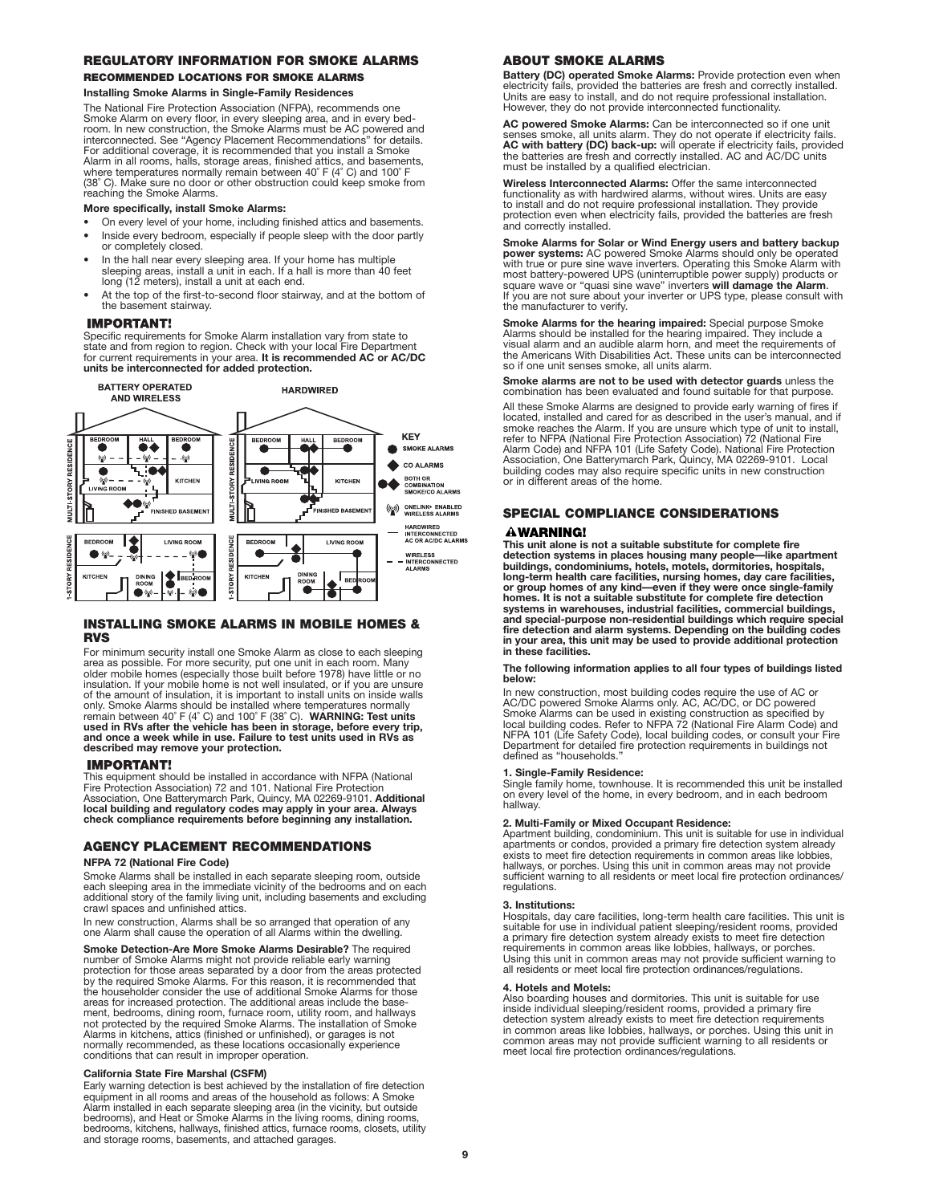## REGULATORY INFORMATION FOR SMOKE ALARMS

### RECOMMENDED LOCATIONS FOR SMOKE ALARMS

**Installing Smoke Alarms in Single-Family Residences**

The National Fire Protection Association (NFPA), recommends one Smoke Alarm on every floor, in every sleeping area, and in every bedroom. In new construction, the Smoke Alarms must be AC powered and interconnected. See "Agency Placement Recommendations" for details. For additional coverage, it is recommended that you install a Smoke Alarm in all rooms, halls, storage areas, finished attics, and basements, where temperatures normally remain between 40˚ F (4˚ C) and 100˚ F (38˚ C). Make sure no door or other obstruction could keep smoke from reaching the Smoke Alarms.

**More specifically, install Smoke Alarms:**

- On every level of your home, including finished attics and basements.
- Inside every bedroom, especially if people sleep with the door partly or completely closed.
- In the hall near every sleeping area. If your home has multiple sleeping areas, install a unit in each. If a hall is more than 40 feet long (12 meters), install a unit at each end.
- At the top of the first-to-second floor stairway, and at the bottom of the basement stairway.

**IMPORTANT!**

Specific requirements for Smoke Alarm installation vary from state to state and from region to region. Check with your local Fire Department for current requirements in your area. **It is recommended AC or AC/DC units be interconnected for added protection.**

BATTERY OPERATED AND WIRELESS

HARDWIRED

MULTI-STORY RESIDENCE: BEDROOM, HALL, BEDROOM, LIVING ROOM, KITCHEN, FINISHED BASEMENT

1-STORY RESIDENCE: BEDROOM, LIVING ROOM, KITCHEN, DINING ROOM, BEDROOM

KEY
- SMOKE ALARMS
- CO ALARMS
- BOTH OR COMBINATION SMOKE/CO ALARMS
- ONELINK® ENABLED WIRELESS ALARMS
- HARDWIRED INTERCONNECTED AC OR AC/DC ALARMS
- WIRELESS INTERCONNECTED ALARMS

## INSTALLING SMOKE ALARMS IN MOBILE HOMES & RVS

For minimum security install one Smoke Alarm as close to each sleeping area as possible. For more security, put one unit in each room. Many older mobile homes (especially those built before 1978) have little or no insulation. If your mobile home is not well insulated, or if you are unsure of the amount of insulation, it is important to install units on inside walls only. Smoke Alarms should be installed where temperatures normally remain between 40˚ F (4˚ C) and 100˚ F (38˚ C). **WARNING: Test units used in RVs after the vehicle has been in storage, before every trip, and once a week while in use. Failure to test units used in RVs as described may remove your protection.**

**IMPORTANT!**

This equipment should be installed in accordance with NFPA (National Fire Protection Association) 72 and 101. National Fire Protection Association, One Batterymarch Park, Quincy, MA 02269-9101. **Additional local building and regulatory codes may apply in your area. Always check compliance requirements before beginning any installation.**

## AGENCY PLACEMENT RECOMMENDATIONS

**NFPA 72 (National Fire Code)**

Smoke Alarms shall be installed in each separate sleeping room, outside each sleeping area in the immediate vicinity of the bedrooms and on each additional story of the family living unit, including basements and excluding crawl spaces and unfinished attics.

In new construction, Alarms shall be so arranged that operation of any one Alarm shall cause the operation of all Alarms within the dwelling.

**Smoke Detection-Are More Smoke Alarms Desirable?** The required number of Smoke Alarms might not provide reliable early warning protection for those areas separated by a door from the areas protected by the required Smoke Alarms. For this reason, it is recommended that the householder consider the use of additional Smoke Alarms for those areas for increased protection. The additional areas include the basement, bedrooms, dining room, furnace room, utility room, and hallways not protected by the required Smoke Alarms. The installation of Smoke Alarms in kitchens, attics (finished or unfinished), or garages is not normally recommended, as these locations occasionally experience conditions that can result in improper operation.

**California State Fire Marshal (CSFM)**

Early warning detection is best achieved by the installation of fire detection equipment in all rooms and areas of the household as follows: A Smoke Alarm installed in each separate sleeping area (in the vicinity, but outside bedrooms), and Heat or Smoke Alarms in the living rooms, dining rooms, bedrooms, kitchens, hallways, finished attics, furnace rooms, closets, utility and storage rooms, basements, and attached garages.

## ABOUT SMOKE ALARMS

**Battery (DC) operated Smoke Alarms:** Provide protection even when electricity fails, provided the batteries are fresh and correctly installed. Units are easy to install, and do not require professional installation. However, they do not provide interconnected functionality.

**AC powered Smoke Alarms:** Can be interconnected so if one unit senses smoke, all units alarm. They do not operate if electricity fails. **AC with battery (DC) back-up:** will operate if electricity fails, provided the batteries are fresh and correctly installed. AC and AC/DC units must be installed by a qualified electrician.

**Wireless Interconnected Alarms:** Offer the same interconnected functionality as with hardwired alarms, without wires. Units are easy to install and do not require professional installation. They provide protection even when electricity fails, provided the batteries are fresh and correctly installed.

**Smoke Alarms for Solar or Wind Energy users and battery backup power systems:** AC powered Smoke Alarms should only be operated with true or pure sine wave inverters. Operating this Smoke Alarm with most battery-powered UPS (uninterruptible power supply) products or square wave or "quasi sine wave" inverters **will damage the Alarm**. If you are not sure about your inverter or UPS type, please consult with the manufacturer to verify.

**Smoke Alarms for the hearing impaired:** Special purpose Smoke Alarms should be installed for the hearing impaired. They include a visual alarm and an audible alarm horn, and meet the requirements of the Americans With Disabilities Act. These units can be interconnected so if one unit senses smoke, all units alarm.

**Smoke alarms are not to be used with detector guards** unless the combination has been evaluated and found suitable for that purpose.

All these Smoke Alarms are designed to provide early warning of fires if located, installed and cared for as described in the user's manual, and if smoke reaches the Alarm. If you are unsure which type of unit to install, refer to NFPA (National Fire Protection Association) 72 (National Fire Alarm Code) and NFPA 101 (Life Safety Code). National Fire Protection Association, One Batterymarch Park, Quincy, MA 02269-9101. Local building codes may also require specific units in new construction or in different areas of the home.

## SPECIAL COMPLIANCE CONSIDERATIONS

**⚠WARNING!**

**This unit alone is not a suitable substitute for complete fire detection systems in places housing many people—like apartment buildings, condominiums, hotels, motels, dormitories, hospitals, long-term health care facilities, nursing homes, day care facilities, or group homes of any kind—even if they were once single-family homes. It is not a suitable substitute for complete fire detection systems in warehouses, industrial facilities, commercial buildings, and special-purpose non-residential buildings which require special fire detection and alarm systems. Depending on the building codes in your area, this unit may be used to provide additional protection in these facilities.**

**The following information applies to all four types of buildings listed below:**

In new construction, most building codes require the use of AC or AC/DC powered Smoke Alarms only. AC, AC/DC, or DC powered Smoke Alarms can be used in existing construction as specified by local building codes. Refer to NFPA 72 (National Fire Alarm Code) and NFPA 101 (Life Safety Code), local building codes, or consult your Fire Department for detailed fire protection requirements in buildings not defined as "households."

**1. Single-Family Residence:**
Single family home, townhouse. It is recommended this unit be installed on every level of the home, in every bedroom, and in each bedroom hallway.

**2. Multi-Family or Mixed Occupant Residence:**
Apartment building, condominium. This unit is suitable for use in individual apartments or condos, provided a primary fire detection system already exists to meet fire detection requirements in common areas like lobbies, hallways, or porches. Using this unit in common areas may not provide sufficient warning to all residents or meet local fire protection ordinances/regulations.

**3. Institutions:**
Hospitals, day care facilities, long-term health care facilities. This unit is suitable for use in individual patient sleeping/resident rooms, provided a primary fire detection system already exists to meet fire detection requirements in common areas like lobbies, hallways, or porches. Using this unit in common areas may not provide sufficient warning to all residents or meet local fire protection ordinances/regulations.

**4. Hotels and Motels:**
Also boarding houses and dormitories. This unit is suitable for use inside individual sleeping/resident rooms, provided a primary fire detection system already exists to meet fire detection requirements in common areas like lobbies, hallways, or porches. Using this unit in common areas may not provide sufficient warning to all residents or meet local fire protection ordinances/regulations.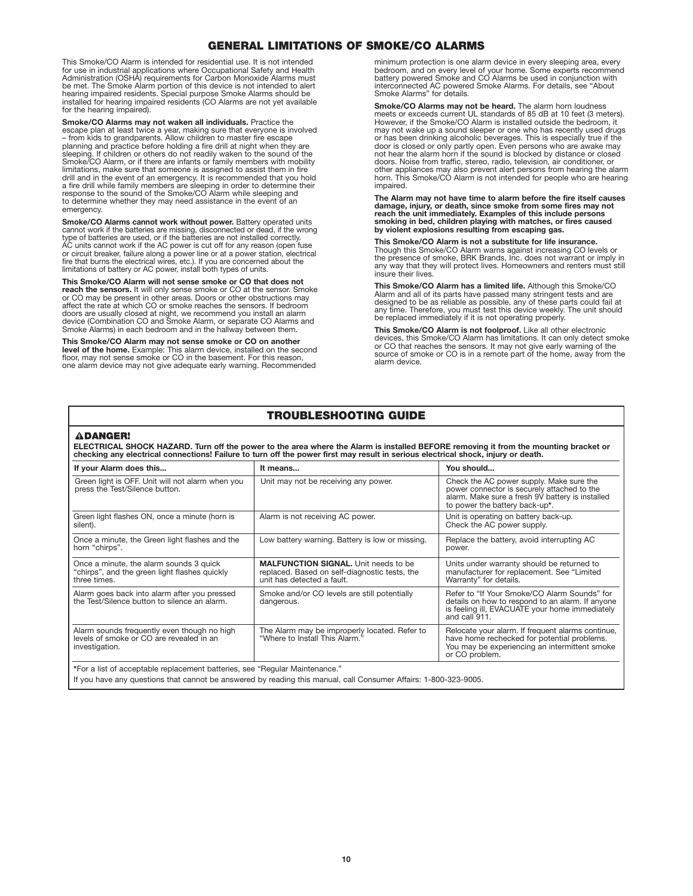## GENERAL LIMITATIONS OF SMOKE/CO ALARMS

This Smoke/CO Alarm is intended for residential use. It is not intended for use in industrial applications where Occupational Safety and Health Administration (OSHA) requirements for Carbon Monoxide Alarms must be met. The Smoke Alarm portion of this device is not intended to alert hearing impaired residents. Special purpose Smoke Alarms should be installed for hearing impaired residents (CO Alarms are not yet available for the hearing impaired).

**Smoke/CO Alarms may not waken all individuals.** Practice the escape plan at least twice a year, making sure that everyone is involved – from kids to grandparents. Allow children to master fire escape planning and practice before holding a fire drill at night when they are sleeping. If children or others do not readily waken to the sound of the Smoke/CO Alarm, or if there are infants or family members with mobility limitations, make sure that someone is assigned to assist them in fire drill and in the event of an emergency. It is recommended that you hold a fire drill while family members are sleeping in order to determine their response to the sound of the Smoke/CO Alarm while sleeping and to determine whether they may need assistance in the event of an emergency.

**Smoke/CO Alarms cannot work without power.** Battery operated units cannot work if the batteries are missing, disconnected or dead, if the wrong type of batteries are used, or if the batteries are not installed correctly. AC units cannot work if the AC power is cut off for any reason (open fuse or circuit breaker, failure along a power line or at a power station, electrical fire that burns the electrical wires, etc.). If you are concerned about the limitations of battery or AC power, install both types of units.

**This Smoke/CO Alarm will not sense smoke or CO that does not reach the sensors.** It will only sense smoke or CO at the sensor. Smoke or CO may be present in other areas. Doors or other obstructions may affect the rate at which CO or smoke reaches the sensors. If bedroom doors are usually closed at night, we recommend you install an alarm device (Combination CO and Smoke Alarm, or separate CO Alarms and Smoke Alarms) in each bedroom and in the hallway between them.

**This Smoke/CO Alarm may not sense smoke or CO on another level of the home.** Example: This alarm device, installed on the second floor, may not sense smoke or CO in the basement. For this reason, one alarm device may not give adequate early warning. Recommended minimum protection is one alarm device in every sleeping area, every bedroom, and on every level of your home. Some experts recommend battery powered Smoke and CO Alarms be used in conjunction with interconnected AC powered Smoke Alarms. For details, see "About Smoke Alarms" for details.

**Smoke/CO Alarms may not be heard.** The alarm horn loudness meets or exceeds current UL standards of 85 dB at 10 feet (3 meters). However, if the Smoke/CO Alarm is installed outside the bedroom, it may not wake up a sound sleeper or one who has recently used drugs or has been drinking alcoholic beverages. This is especially true if the door is closed or only partly open. Even persons who are awake may not hear the alarm horn if the sound is blocked by distance or closed doors. Noise from traffic, stereo, radio, television, air conditioner, or other appliances may also prevent alert persons from hearing the alarm horn. This Smoke/CO Alarm is not intended for people who are hearing impaired.

**The Alarm may not have time to alarm before the fire itself causes damage, injury, or death, since smoke from some fires may not reach the unit immediately. Examples of this include persons smoking in bed, children playing with matches, or fires caused by violent explosions resulting from escaping gas.**

**This Smoke/CO Alarm is not a substitute for life insurance.** Though this Smoke/CO Alarm warns against increasing CO levels or the presence of smoke, BRK Brands, Inc. does not warrant or imply in any way that they will protect lives. Homeowners and renters must still insure their lives.

**This Smoke/CO Alarm has a limited life.** Although this Smoke/CO Alarm and all of its parts have passed many stringent tests and are designed to be as reliable as possible, any of these parts could fail at any time. Therefore, you must test this device weekly. The unit should be replaced immediately if it is not operating properly.

**This Smoke/CO Alarm is not foolproof.** Like all other electronic devices, this Smoke/CO Alarm has limitations. It can only detect smoke or CO that reaches the sensors. It may not give early warning of the source of smoke or CO is in a remote part of the home, away from the alarm device.

## TROUBLESHOOTING GUIDE

**⚠DANGER!**

**ELECTRICAL SHOCK HAZARD. Turn off the power to the area where the Alarm is installed BEFORE removing it from the mounting bracket or checking any electrical connections! Failure to turn off the power first may result in serious electrical shock, injury or death.**

| If your Alarm does this... | It means... | You should... |
|---|---|---|
| Green light is OFF. Unit will not alarm when you press the Test/Silence button. | Unit may not be receiving any power. | Check the AC power supply. Make sure the power connector is securely attached to the alarm. Make sure a fresh 9V battery is installed to power the battery back-up*. |
| Green light flashes ON, once a minute (horn is silent). | Alarm is not receiving AC power. | Unit is operating on battery back-up. Check the AC power supply. |
| Once a minute, the Green light flashes and the horn "chirps". | Low battery warning. Battery is low or missing. | Replace the battery, avoid interrupting AC power. |
| Once a minute, the alarm sounds 3 quick "chirps", and the green light flashes quickly three times. | **MALFUNCTION SIGNAL.** Unit needs to be replaced. Based on self-diagnostic tests, the unit has detected a fault. | Units under warranty should be returned to manufacturer for replacement. See "Limited Warranty" for details. |
| Alarm goes back into alarm after you pressed the Test/Silence button to silence an alarm. | Smoke and/or CO levels are still potentially dangerous. | Refer to "If Your Smoke/CO Alarm Sounds" for details on how to respond to an alarm. If anyone is feeling ill, EVACUATE your home immediately and call 911. |
| Alarm sounds frequently even though no high levels of smoke or CO are revealed in an investigation. | The Alarm may be improperly located. Refer to "Where to Install This Alarm." | Relocate your alarm. If frequent alarms continue, have home rechecked for potential problems. You may be experiencing an intermittent smoke or CO problem. |

*For a list of acceptable replacement batteries, see "Regular Maintenance."

If you have any questions that cannot be answered by reading this manual, call Consumer Affairs: 1-800-323-9005.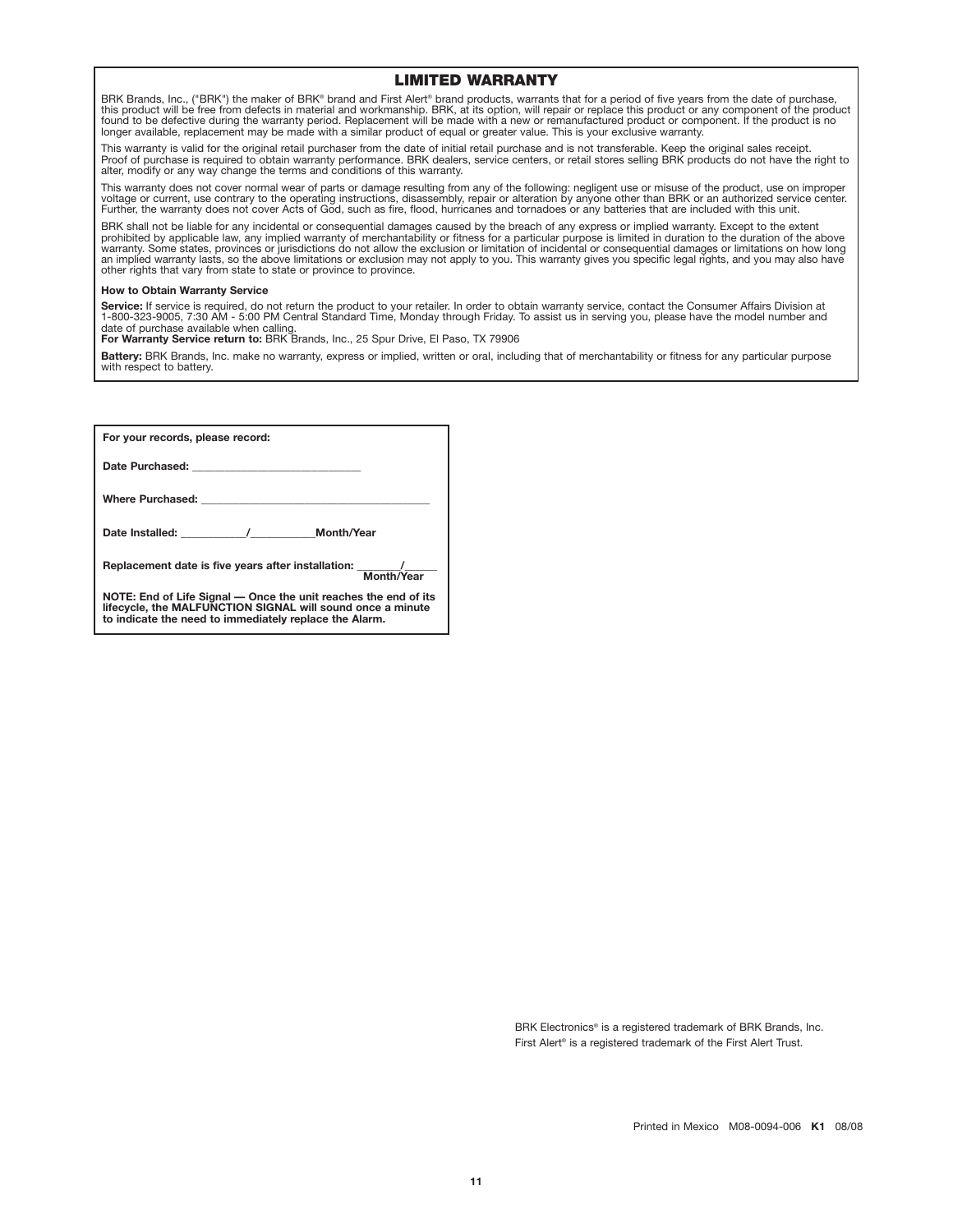## LIMITED WARRANTY

BRK Brands, Inc., ("BRK") the maker of BRK® brand and First Alert® brand products, warrants that for a period of five years from the date of purchase, this product will be free from defects in material and workmanship. BRK, at its option, will repair or replace this product or any component of the product found to be defective during the warranty period. Replacement will be made with a new or remanufactured product or component. If the product is no longer available, replacement may be made with a similar product of equal or greater value. This is your exclusive warranty.

This warranty is valid for the original retail purchaser from the date of initial retail purchase and is not transferable. Keep the original sales receipt. Proof of purchase is required to obtain warranty performance. BRK dealers, service centers, or retail stores selling BRK products do not have the right to alter, modify or any way change the terms and conditions of this warranty.

This warranty does not cover normal wear of parts or damage resulting from any of the following: negligent use or misuse of the product, use on improper voltage or current, use contrary to the operating instructions, disassembly, repair or alteration by anyone other than BRK or an authorized service center. Further, the warranty does not cover Acts of God, such as fire, flood, hurricanes and tornadoes or any batteries that are included with this unit.

BRK shall not be liable for any incidental or consequential damages caused by the breach of any express or implied warranty. Except to the extent prohibited by applicable law, any implied warranty of merchantability or fitness for a particular purpose is limited in duration to the duration of the above warranty. Some states, provinces or jurisdictions do not allow the exclusion or limitation of incidental or consequential damages or limitations on how long an implied warranty lasts, so the above limitations or exclusion may not apply to you. This warranty gives you specific legal rights, and you may also have other rights that vary from state to state or province to province.

**How to Obtain Warranty Service**

**Service:** If service is required, do not return the product to your retailer. In order to obtain warranty service, contact the Consumer Affairs Division at 1-800-323-9005, 7:30 AM - 5:00 PM Central Standard Time, Monday through Friday. To assist us in serving you, please have the model number and date of purchase available when calling.
**For Warranty Service return to:** BRK Brands, Inc., 25 Spur Drive, El Paso, TX 79906

**Battery:** BRK Brands, Inc. make no warranty, express or implied, written or oral, including that of merchantability or fitness for any particular purpose with respect to battery.

---

**For your records, please record:**

**Date Purchased:** ____________________________

**Where Purchased:** ______________________________________

**Date Installed:** ___________/___________**Month/Year**

**Replacement date is five years after installation:** _______/______ **Month/Year**

**NOTE: End of Life Signal — Once the unit reaches the end of its lifecycle, the MALFUNCTION SIGNAL will sound once a minute to indicate the need to immediately replace the Alarm.**

---

BRK Electronics® is a registered trademark of BRK Brands, Inc.
First Alert® is a registered trademark of the First Alert Trust.

Printed in Mexico M08-0094-006 **K1** 08/08